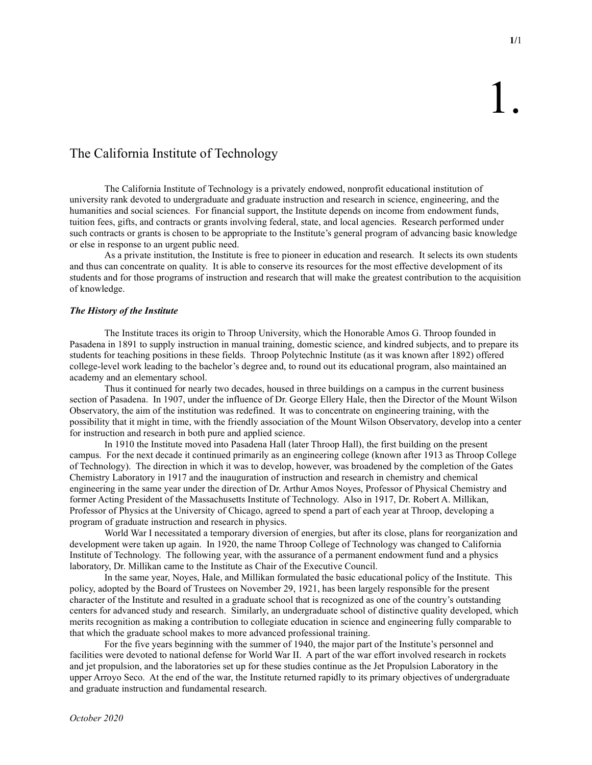# 1.

## The California Institute of Technology

The California Institute of Technology is a privately endowed, nonprofit educational institution of university rank devoted to undergraduate and graduate instruction and research in science, engineering, and the humanities and social sciences. For financial support, the Institute depends on income from endowment funds, tuition fees, gifts, and contracts or grants involving federal, state, and local agencies. Research performed under such contracts or grants is chosen to be appropriate to the Institute's general program of advancing basic knowledge or else in response to an urgent public need.

As a private institution, the Institute is free to pioneer in education and research. It selects its own students and thus can concentrate on quality. It is able to conserve its resources for the most effective development of its students and for those programs of instruction and research that will make the greatest contribution to the acquisition of knowledge.

### *The History of the Institute*

The Institute traces its origin to Throop University, which the Honorable Amos G. Throop founded in Pasadena in 1891 to supply instruction in manual training, domestic science, and kindred subjects, and to prepare its students for teaching positions in these fields. Throop Polytechnic Institute (as it was known after 1892) offered college-level work leading to the bachelor's degree and, to round out its educational program, also maintained an academy and an elementary school.

Thus it continued for nearly two decades, housed in three buildings on a campus in the current business section of Pasadena. In 1907, under the influence of Dr. George Ellery Hale, then the Director of the Mount Wilson Observatory, the aim of the institution was redefined. It was to concentrate on engineering training, with the possibility that it might in time, with the friendly association of the Mount Wilson Observatory, develop into a center for instruction and research in both pure and applied science.

In 1910 the Institute moved into Pasadena Hall (later Throop Hall), the first building on the present campus. For the next decade it continued primarily as an engineering college (known after 1913 as Throop College of Technology). The direction in which it was to develop, however, was broadened by the completion of the Gates Chemistry Laboratory in 1917 and the inauguration of instruction and research in chemistry and chemical engineering in the same year under the direction of Dr. Arthur Amos Noyes, Professor of Physical Chemistry and former Acting President of the Massachusetts Institute of Technology. Also in 1917, Dr. Robert A. Millikan, Professor of Physics at the University of Chicago, agreed to spend a part of each year at Throop, developing a program of graduate instruction and research in physics.

World War I necessitated a temporary diversion of energies, but after its close, plans for reorganization and development were taken up again. In 1920, the name Throop College of Technology was changed to California Institute of Technology. The following year, with the assurance of a permanent endowment fund and a physics laboratory, Dr. Millikan came to the Institute as Chair of the Executive Council.

In the same year, Noyes, Hale, and Millikan formulated the basic educational policy of the Institute. This policy, adopted by the Board of Trustees on November 29, 1921, has been largely responsible for the present character of the Institute and resulted in a graduate school that is recognized as one of the country's outstanding centers for advanced study and research. Similarly, an undergraduate school of distinctive quality developed, which merits recognition as making a contribution to collegiate education in science and engineering fully comparable to that which the graduate school makes to more advanced professional training.

For the five years beginning with the summer of 1940, the major part of the Institute's personnel and facilities were devoted to national defense for World War II. A part of the war effort involved research in rockets and jet propulsion, and the laboratories set up for these studies continue as the Jet Propulsion Laboratory in the upper Arroyo Seco. At the end of the war, the Institute returned rapidly to its primary objectives of undergraduate and graduate instruction and fundamental research.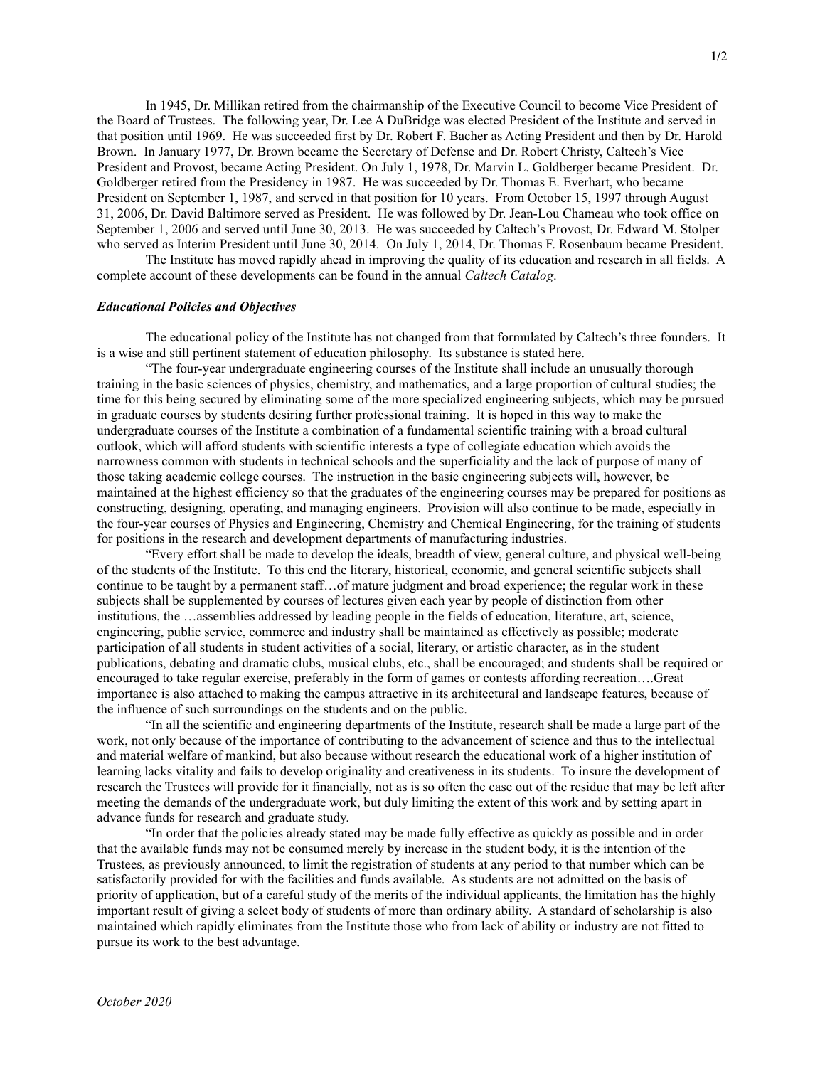In 1945, Dr. Millikan retired from the chairmanship of the Executive Council to become Vice President of the Board of Trustees. The following year, Dr. Lee A DuBridge was elected President of the Institute and served in that position until 1969. He was succeeded first by Dr. Robert F. Bacher as Acting President and then by Dr. Harold Brown. In January 1977, Dr. Brown became the Secretary of Defense and Dr. Robert Christy, Caltech's Vice President and Provost, became Acting President. On July 1, 1978, Dr. Marvin L. Goldberger became President. Dr. Goldberger retired from the Presidency in 1987. He was succeeded by Dr. Thomas E. Everhart, who became President on September 1, 1987, and served in that position for 10 years. From October 15, 1997 through August 31, 2006, Dr. David Baltimore served as President. He was followed by Dr. Jean-Lou Chameau who took office on September 1, 2006 and served until June 30, 2013. He was succeeded by Caltech's Provost, Dr. Edward M. Stolper who served as Interim President until June 30, 2014. On July 1, 2014, Dr. Thomas F. Rosenbaum became President.

The Institute has moved rapidly ahead in improving the quality of its education and research in all fields. A complete account of these developments can be found in the annual *Caltech Catalog*.

### *Educational Policies and Objectives*

The educational policy of the Institute has not changed from that formulated by Caltech's three founders. It is a wise and still pertinent statement of education philosophy. Its substance is stated here.

"The four-year undergraduate engineering courses of the Institute shall include an unusually thorough training in the basic sciences of physics, chemistry, and mathematics, and a large proportion of cultural studies; the time for this being secured by eliminating some of the more specialized engineering subjects, which may be pursued in graduate courses by students desiring further professional training. It is hoped in this way to make the undergraduate courses of the Institute a combination of a fundamental scientific training with a broad cultural outlook, which will afford students with scientific interests a type of collegiate education which avoids the narrowness common with students in technical schools and the superficiality and the lack of purpose of many of those taking academic college courses. The instruction in the basic engineering subjects will, however, be maintained at the highest efficiency so that the graduates of the engineering courses may be prepared for positions as constructing, designing, operating, and managing engineers. Provision will also continue to be made, especially in the four-year courses of Physics and Engineering, Chemistry and Chemical Engineering, for the training of students for positions in the research and development departments of manufacturing industries.

"Every effort shall be made to develop the ideals, breadth of view, general culture, and physical well-being of the students of the Institute. To this end the literary, historical, economic, and general scientific subjects shall continue to be taught by a permanent staff…of mature judgment and broad experience; the regular work in these subjects shall be supplemented by courses of lectures given each year by people of distinction from other institutions, the …assemblies addressed by leading people in the fields of education, literature, art, science, engineering, public service, commerce and industry shall be maintained as effectively as possible; moderate participation of all students in student activities of a social, literary, or artistic character, as in the student publications, debating and dramatic clubs, musical clubs, etc., shall be encouraged; and students shall be required or encouraged to take regular exercise, preferably in the form of games or contests affording recreation….Great importance is also attached to making the campus attractive in its architectural and landscape features, because of the influence of such surroundings on the students and on the public.

"In all the scientific and engineering departments of the Institute, research shall be made a large part of the work, not only because of the importance of contributing to the advancement of science and thus to the intellectual and material welfare of mankind, but also because without research the educational work of a higher institution of learning lacks vitality and fails to develop originality and creativeness in its students. To insure the development of research the Trustees will provide for it financially, not as is so often the case out of the residue that may be left after meeting the demands of the undergraduate work, but duly limiting the extent of this work and by setting apart in advance funds for research and graduate study.

"In order that the policies already stated may be made fully effective as quickly as possible and in order that the available funds may not be consumed merely by increase in the student body, it is the intention of the Trustees, as previously announced, to limit the registration of students at any period to that number which can be satisfactorily provided for with the facilities and funds available. As students are not admitted on the basis of priority of application, but of a careful study of the merits of the individual applicants, the limitation has the highly important result of giving a select body of students of more than ordinary ability. A standard of scholarship is also maintained which rapidly eliminates from the Institute those who from lack of ability or industry are not fitted to pursue its work to the best advantage.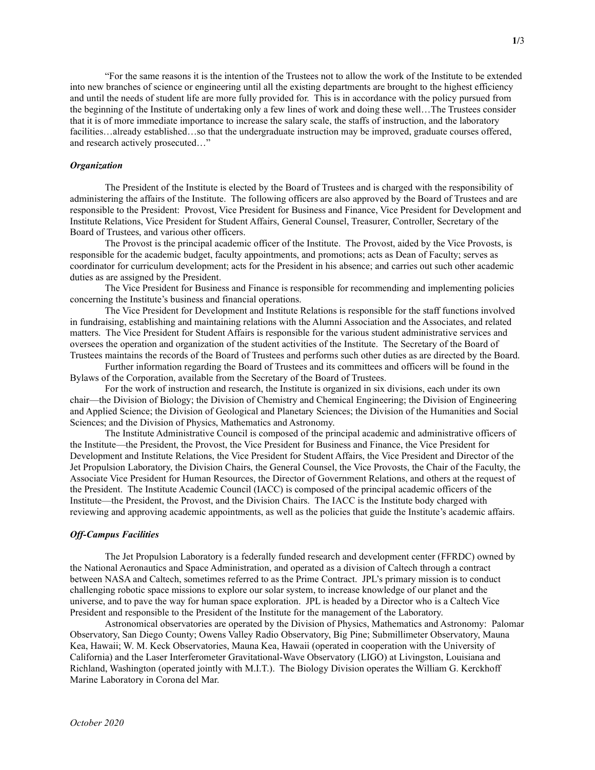"For the same reasons it is the intention of the Trustees not to allow the work of the Institute to be extended into new branches of science or engineering until all the existing departments are brought to the highest efficiency and until the needs of student life are more fully provided for. This is in accordance with the policy pursued from the beginning of the Institute of undertaking only a few lines of work and doing these well…The Trustees consider that it is of more immediate importance to increase the salary scale, the staffs of instruction, and the laboratory facilities…already established…so that the undergraduate instruction may be improved, graduate courses offered, and research actively prosecuted…"

### *Organization*

The President of the Institute is elected by the Board of Trustees and is charged with the responsibility of administering the affairs of the Institute. The following officers are also approved by the Board of Trustees and are responsible to the President: Provost, Vice President for Business and Finance, Vice President for Development and Institute Relations, Vice President for Student Affairs, General Counsel, Treasurer, Controller, Secretary of the Board of Trustees, and various other officers.

The Provost is the principal academic officer of the Institute. The Provost, aided by the Vice Provosts, is responsible for the academic budget, faculty appointments, and promotions; acts as Dean of Faculty; serves as coordinator for curriculum development; acts for the President in his absence; and carries out such other academic duties as are assigned by the President.

The Vice President for Business and Finance is responsible for recommending and implementing policies concerning the Institute's business and financial operations.

The Vice President for Development and Institute Relations is responsible for the staff functions involved in fundraising, establishing and maintaining relations with the Alumni Association and the Associates, and related matters. The Vice President for Student Affairs is responsible for the various student administrative services and oversees the operation and organization of the student activities of the Institute. The Secretary of the Board of Trustees maintains the records of the Board of Trustees and performs such other duties as are directed by the Board.

Further information regarding the Board of Trustees and its committees and officers will be found in the Bylaws of the Corporation, available from the Secretary of the Board of Trustees.

For the work of instruction and research, the Institute is organized in six divisions, each under its own chair—the Division of Biology; the Division of Chemistry and Chemical Engineering; the Division of Engineering and Applied Science; the Division of Geological and Planetary Sciences; the Division of the Humanities and Social Sciences; and the Division of Physics, Mathematics and Astronomy.

The Institute Administrative Council is composed of the principal academic and administrative officers of the Institute—the President, the Provost, the Vice President for Business and Finance, the Vice President for Development and Institute Relations, the Vice President for Student Affairs, the Vice President and Director of the Jet Propulsion Laboratory, the Division Chairs, the General Counsel, the Vice Provosts, the Chair of the Faculty, the Associate Vice President for Human Resources, the Director of Government Relations, and others at the request of the President. The Institute Academic Council (IACC) is composed of the principal academic officers of the Institute—the President, the Provost, and the Division Chairs. The IACC is the Institute body charged with reviewing and approving academic appointments, as well as the policies that guide the Institute's academic affairs.

### *Off-Campus Facilities*

The Jet Propulsion Laboratory is a federally funded research and development center (FFRDC) owned by the National Aeronautics and Space Administration, and operated as a division of Caltech through a contract between NASA and Caltech, sometimes referred to as the Prime Contract. JPL's primary mission is to conduct challenging robotic space missions to explore our solar system, to increase knowledge of our planet and the universe, and to pave the way for human space exploration. JPL is headed by a Director who is a Caltech Vice President and responsible to the President of the Institute for the management of the Laboratory.

Astronomical observatories are operated by the Division of Physics, Mathematics and Astronomy: Palomar Observatory, San Diego County; Owens Valley Radio Observatory, Big Pine; Submillimeter Observatory, Mauna Kea, Hawaii; W. M. Keck Observatories, Mauna Kea, Hawaii (operated in cooperation with the University of California) and the Laser Interferometer Gravitational-Wave Observatory (LIGO) at Livingston, Louisiana and Richland, Washington (operated jointly with M.I.T.). The Biology Division operates the William G. Kerckhoff Marine Laboratory in Corona del Mar.